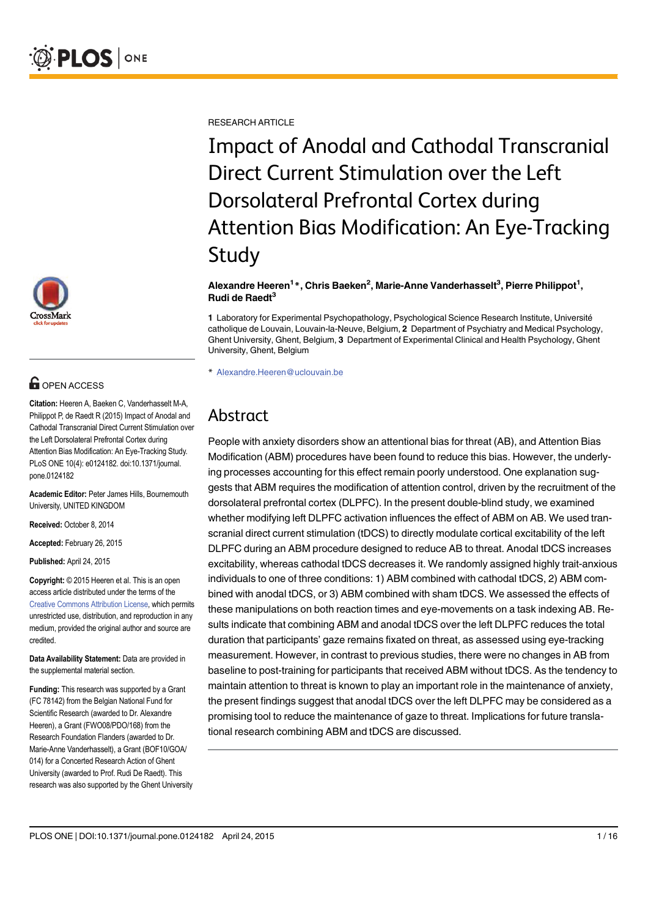RESEARCH ARTICLE

# Impact of Anodal and Cathodal Transcranial Direct Current Stimulation over the Left Dorsolateral Prefrontal Cortex during Attention Bias Modification: An Eye-Tracking Study

**Alexandre Heeren[1]*, Chris Baeken[2], Marie-Anne Vanderhasselt[3], Pierre Philippot[1], Rudi de Raedt[3]**

**1** Laboratory for Experimental Psychopathology, Psychological Science Research Institute, Université catholique de Louvain, Louvain-la-Neuve, Belgium, **2** Department of Psychiatry and Medical Psychology, Ghent University, Ghent, Belgium, **3** Department of Experimental Clinical and Health Psychology, Ghent University, Ghent, Belgium

* Alexandre.Heeren@uclouvain.be

## Abstract

People with anxiety disorders show an attentional bias for threat (AB), and Attention Bias Modification (ABM) procedures have been found to reduce this bias. However, the underlying processes accounting for this effect remain poorly understood. One explanation suggests that ABM requires the modification of attention control, driven by the recruitment of the dorsolateral prefrontal cortex (DLPFC). In the present double-blind study, we examined whether modifying left DLPFC activation influences the effect of ABM on AB. We used transcranial direct current stimulation (tDCS) to directly modulate cortical excitability of the left DLPFC during an ABM procedure designed to reduce AB to threat. Anodal tDCS increases excitability, whereas cathodal tDCS decreases it. We randomly assigned highly trait-anxious individuals to one of three conditions: 1) ABM combined with cathodal tDCS, 2) ABM combined with anodal tDCS, or 3) ABM combined with sham tDCS. We assessed the effects of these manipulations on both reaction times and eye-movements on a task indexing AB. Results indicate that combining ABM and anodal tDCS over the left DLPFC reduces the total duration that participants' gaze remains fixated on threat, as assessed using eye-tracking measurement. However, in contrast to previous studies, there were no changes in AB from baseline to post-training for participants that received ABM without tDCS. As the tendency to maintain attention to threat is known to play an important role in the maintenance of anxiety, the present findings suggest that anodal tDCS over the left DLPFC may be considered as a promising tool to reduce the maintenance of gaze to threat. Implications for future translational research combining ABM and tDCS are discussed.

OPEN ACCESS

**Citation:** Heeren A, Baeken C, Vanderhasselt M-A, Philippot P, de Raedt R (2015) Impact of Anodal and Cathodal Transcranial Direct Current Stimulation over the Left Dorsolateral Prefrontal Cortex during Attention Bias Modification: An Eye-Tracking Study. PLoS ONE 10(4): e0124182. doi:10.1371/journal.pone.0124182

**Academic Editor:** Peter James Hills, Bournemouth University, UNITED KINGDOM

**Received:** October 8, 2014

**Accepted:** February 26, 2015

**Published:** April 24, 2015

**Copyright:** © 2015 Heeren et al. This is an open access article distributed under the terms of the Creative Commons Attribution License, which permits unrestricted use, distribution, and reproduction in any medium, provided the original author and source are credited.

**Data Availability Statement:** Data are provided in the supplemental material section.

**Funding:** This research was supported by a Grant (FC 78142) from the Belgian National Fund for Scientific Research (awarded to Dr. Alexandre Heeren), a Grant (FWO08/PDO/168) from the Research Foundation Flanders (awarded to Dr. Marie-Anne Vanderhasselt), a Grant (BOF10/GOA/014) for a Concerted Research Action of Ghent University (awarded to Prof. Rudi De Raedt). This research was also supported by the Ghent University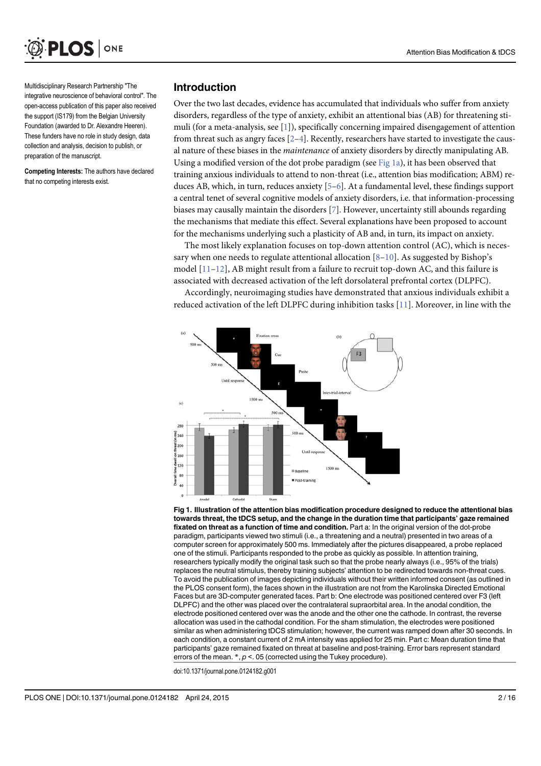Multidisciplinary Research Partnership "The integrative neuroscience of behavioral control". The open-access publication of this paper also received the support (IS179) from the Belgian University Foundation (awarded to Dr. Alexandre Heeren). These funders have no role in study design, data collection and analysis, decision to publish, or preparation of the manuscript.

**Competing Interests:** The authors have declared that no competing interests exist.

## Introduction

Over the two last decades, evidence has accumulated that individuals who suffer from anxiety disorders, regardless of the type of anxiety, exhibit an attentional bias (AB) for threatening stimuli (for a meta-analysis, see [1]), specifically concerning impaired disengagement of attention from threat such as angry faces [2–4]. Recently, researchers have started to investigate the causal nature of these biases in the *maintenance* of anxiety disorders by directly manipulating AB. Using a modified version of the dot probe paradigm (see Fig 1a), it has been observed that training anxious individuals to attend to non-threat (i.e., attention bias modification; ABM) reduces AB, which, in turn, reduces anxiety [5–6]. At a fundamental level, these findings support a central tenet of several cognitive models of anxiety disorders, i.e. that information-processing biases may causally maintain the disorders [7]. However, uncertainty still abounds regarding the mechanisms that mediate this effect. Several explanations have been proposed to account for the mechanisms underlying such a plasticity of AB and, in turn, its impact on anxiety.

The most likely explanation focuses on top-down attention control (AC), which is necessary when one needs to regulate attentional allocation [8–10]. As suggested by Bishop's model [11–12], AB might result from a failure to recruit top-down AC, and this failure is associated with decreased activation of the left dorsolateral prefrontal cortex (DLPFC).

Accordingly, neuroimaging studies have demonstrated that anxious individuals exhibit a reduced activation of the left DLPFC during inhibition tasks [11]. Moreover, in line with the

**Fig 1. Illustration of the attention bias modification procedure designed to reduce the attentional bias towards threat, the tDCS setup, and the change in the duration time that participants' gaze remained fixated on threat as a function of time and condition.** Part a: In the original version of the dot-probe paradigm, participants viewed two stimuli (i.e., a threatening and a neutral) presented in two areas of a computer screen for approximately 500 ms. Immediately after the pictures disappeared, a probe replaced one of the stimuli. Participants responded to the probe as quickly as possible. In attention training, researchers typically modify the original task such so that the probe nearly always (i.e., 95% of the trials) replaces the neutral stimulus, thereby training subjects' attention to be redirected towards non-threat cues. To avoid the publication of images depicting individuals without their written informed consent (as outlined in the PLOS consent form), the faces shown in the illustration are not from the Karolinska Directed Emotional Faces but are 3D-computer generated faces. Part b: One electrode was positioned centered over F3 (left DLPFC) and the other was placed over the contralateral supraorbital area. In the anodal condition, the electrode positioned centered over was the anode and the other one the cathode. In contrast, the reverse allocation was used in the cathodal condition. For the sham stimulation, the electrodes were positioned similar as when administering tDCS stimulation; however, the current was ramped down after 30 seconds. In each condition, a constant current of 2 mA intensity was applied for 25 min. Part c: Mean duration time that participants' gaze remained fixated on threat at baseline and post-training. Error bars represent standard errors of the mean. *, $p < .05$ (corrected using the Tukey procedure).

doi:10.1371/journal.pone.0124182.g001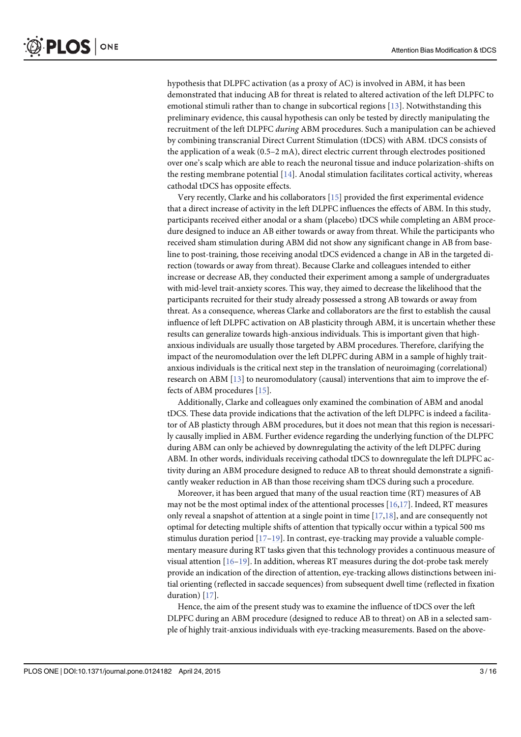hypothesis that DLPFC activation (as a proxy of AC) is involved in ABM, it has been demonstrated that inducing AB for threat is related to altered activation of the left DLPFC to emotional stimuli rather than to change in subcortical regions [13]. Notwithstanding this preliminary evidence, this causal hypothesis can only be tested by directly manipulating the recruitment of the left DLPFC *during* ABM procedures. Such a manipulation can be achieved by combining transcranial Direct Current Stimulation (tDCS) with ABM. tDCS consists of the application of a weak (0.5–2 mA), direct electric current through electrodes positioned over one's scalp which are able to reach the neuronal tissue and induce polarization-shifts on the resting membrane potential [14]. Anodal stimulation facilitates cortical activity, whereas cathodal tDCS has opposite effects.

Very recently, Clarke and his collaborators [15] provided the first experimental evidence that a direct increase of activity in the left DLPFC influences the effects of ABM. In this study, participants received either anodal or a sham (placebo) tDCS while completing an ABM procedure designed to induce an AB either towards or away from threat. While the participants who received sham stimulation during ABM did not show any significant change in AB from baseline to post-training, those receiving anodal tDCS evidenced a change in AB in the targeted direction (towards or away from threat). Because Clarke and colleagues intended to either increase or decrease AB, they conducted their experiment among a sample of undergraduates with mid-level trait-anxiety scores. This way, they aimed to decrease the likelihood that the participants recruited for their study already possessed a strong AB towards or away from threat. As a consequence, whereas Clarke and collaborators are the first to establish the causal influence of left DLPFC activation on AB plasticity through ABM, it is uncertain whether these results can generalize towards high-anxious individuals. This is important given that high-anxious individuals are usually those targeted by ABM procedures. Therefore, clarifying the impact of the neuromodulation over the left DLPFC during ABM in a sample of highly trait-anxious individuals is the critical next step in the translation of neuroimaging (correlational) research on ABM [13] to neuromodulatory (causal) interventions that aim to improve the effects of ABM procedures [15].

Additionally, Clarke and colleagues only examined the combination of ABM and anodal tDCS. These data provide indications that the activation of the left DLPFC is indeed a facilitator of AB plasticty through ABM procedures, but it does not mean that this region is necessarily causally implied in ABM. Further evidence regarding the underlying function of the DLPFC during ABM can only be achieved by downregulating the activity of the left DLPFC during ABM. In other words, individuals receiving cathodal tDCS to downregulate the left DLPFC activity during an ABM procedure designed to reduce AB to threat should demonstrate a significantly weaker reduction in AB than those receiving sham tDCS during such a procedure.

Moreover, it has been argued that many of the usual reaction time (RT) measures of AB may not be the most optimal index of the attentional processes [16,17]. Indeed, RT measures only reveal a snapshot of attention at a single point in time [17,18], and are consequently not optimal for detecting multiple shifts of attention that typically occur within a typical 500 ms stimulus duration period [17–19]. In contrast, eye-tracking may provide a valuable complementary measure during RT tasks given that this technology provides a continuous measure of visual attention [16–19]. In addition, whereas RT measures during the dot-probe task merely provide an indication of the direction of attention, eye-tracking allows distinctions between initial orienting (reflected in saccade sequences) from subsequent dwell time (reflected in fixation duration) [17].

Hence, the aim of the present study was to examine the influence of tDCS over the left DLPFC during an ABM procedure (designed to reduce AB to threat) on AB in a selected sample of highly trait-anxious individuals with eye-tracking measurements. Based on the above-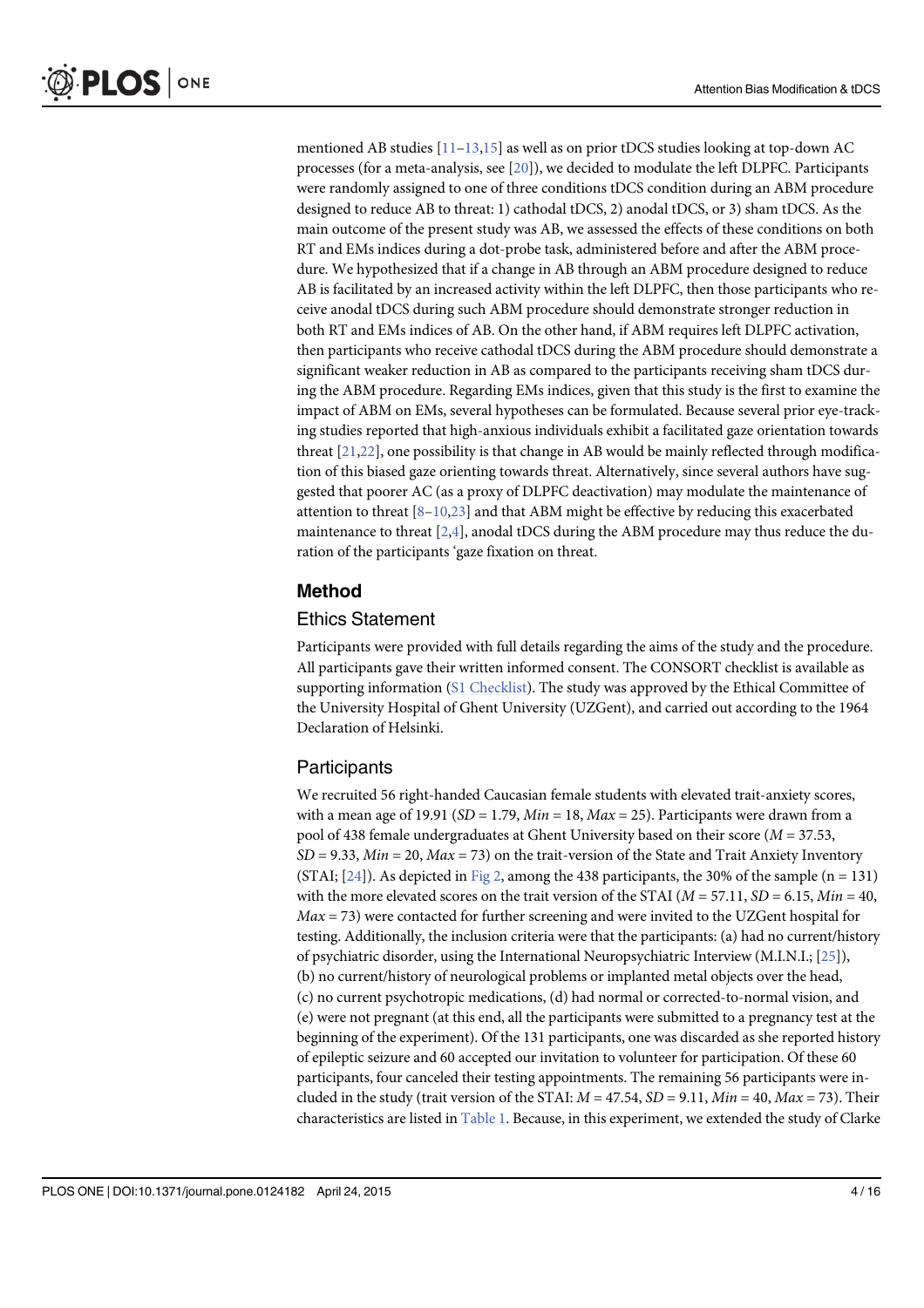mentioned AB studies [11–13,15] as well as on prior tDCS studies looking at top-down AC processes (for a meta-analysis, see [20]), we decided to modulate the left DLPFC. Participants were randomly assigned to one of three conditions tDCS condition during an ABM procedure designed to reduce AB to threat: 1) cathodal tDCS, 2) anodal tDCS, or 3) sham tDCS. As the main outcome of the present study was AB, we assessed the effects of these conditions on both RT and EMs indices during a dot-probe task, administered before and after the ABM procedure. We hypothesized that if a change in AB through an ABM procedure designed to reduce AB is facilitated by an increased activity within the left DLPFC, then those participants who receive anodal tDCS during such ABM procedure should demonstrate stronger reduction in both RT and EMs indices of AB. On the other hand, if ABM requires left DLPFC activation, then participants who receive cathodal tDCS during the ABM procedure should demonstrate a significant weaker reduction in AB as compared to the participants receiving sham tDCS during the ABM procedure. Regarding EMs indices, given that this study is the first to examine the impact of ABM on EMs, several hypotheses can be formulated. Because several prior eye-tracking studies reported that high-anxious individuals exhibit a facilitated gaze orientation towards threat [21,22], one possibility is that change in AB would be mainly reflected through modification of this biased gaze orienting towards threat. Alternatively, since several authors have suggested that poorer AC (as a proxy of DLPFC deactivation) may modulate the maintenance of attention to threat [8–10,23] and that ABM might be effective by reducing this exacerbated maintenance to threat [2,4], anodal tDCS during the ABM procedure may thus reduce the duration of the participants 'gaze fixation on threat.

## Method

### Ethics Statement

Participants were provided with full details regarding the aims of the study and the procedure. All participants gave their written informed consent. The CONSORT checklist is available as supporting information (S1 Checklist). The study was approved by the Ethical Committee of the University Hospital of Ghent University (UZGent), and carried out according to the 1964 Declaration of Helsinki.

### Participants

We recruited 56 right-handed Caucasian female students with elevated trait-anxiety scores, with a mean age of 19.91 (*SD* = 1.79, *Min* = 18, *Max* = 25). Participants were drawn from a pool of 438 female undergraduates at Ghent University based on their score (*M* = 37.53, *SD* = 9.33, *Min* = 20, *Max* = 73) on the trait-version of the State and Trait Anxiety Inventory (STAI; [24]). As depicted in Fig 2, among the 438 participants, the 30% of the sample (n = 131) with the more elevated scores on the trait version of the STAI (*M* = 57.11, *SD* = 6.15, *Min* = 40, *Max* = 73) were contacted for further screening and were invited to the UZGent hospital for testing. Additionally, the inclusion criteria were that the participants: (a) had no current/history of psychiatric disorder, using the International Neuropsychiatric Interview (M.I.N.I.; [25]), (b) no current/history of neurological problems or implanted metal objects over the head, (c) no current psychotropic medications, (d) had normal or corrected-to-normal vision, and (e) were not pregnant (at this end, all the participants were submitted to a pregnancy test at the beginning of the experiment). Of the 131 participants, one was discarded as she reported history of epileptic seizure and 60 accepted our invitation to volunteer for participation. Of these 60 participants, four canceled their testing appointments. The remaining 56 participants were included in the study (trait version of the STAI: *M* = 47.54, *SD* = 9.11, *Min* = 40, *Max* = 73). Their characteristics are listed in Table 1. Because, in this experiment, we extended the study of Clarke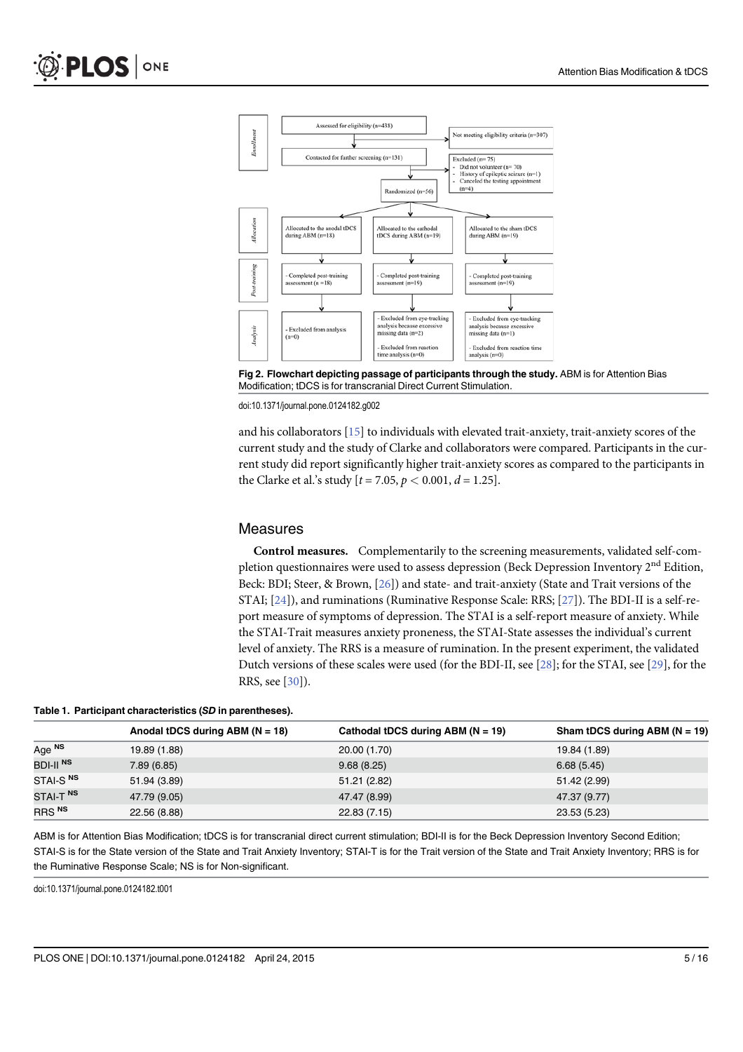Fig 2. Flowchart depicting passage of participants through the study. ABM is for Attention Bias Modification; tDCS is for transcranial Direct Current Stimulation.

doi:10.1371/journal.pone.0124182.g002

and his collaborators [15] to individuals with elevated trait-anxiety, trait-anxiety scores of the current study and the study of Clarke and collaborators were compared. Participants in the current study did report significantly higher trait-anxiety scores as compared to the participants in the Clarke et al.'s study [$t = 7.05$, $p < 0.001$, $d = 1.25$].

## Measures

**Control measures.** Complementarily to the screening measurements, validated self-completion questionnaires were used to assess depression (Beck Depression Inventory 2nd Edition, Beck: BDI; Steer, & Brown, [26]) and state- and trait-anxiety (State and Trait versions of the STAI; [24]), and ruminations (Ruminative Response Scale: RRS; [27]). The BDI-II is a self-report measure of symptoms of depression. The STAI is a self-report measure of anxiety. While the STAI-Trait measures anxiety proneness, the STAI-State assesses the individual's current level of anxiety. The RRS is a measure of rumination. In the present experiment, the validated Dutch versions of these scales were used (for the BDI-II, see [28]; for the STAI, see [29], for the RRS, see [30]).

**Table 1. Participant characteristics (*SD* in parentheses).**

| | Anodal tDCS during ABM (N = 18) | Cathodal tDCS during ABM (N = 19) | Sham tDCS during ABM (N = 19) |
|---|---|---|---|
| Age NS | 19.89 (1.88) | 20.00 (1.70) | 19.84 (1.89) |
| BDI-II NS | 7.89 (6.85) | 9.68 (8.25) | 6.68 (5.45) |
| STAI-S NS | 51.94 (3.89) | 51.21 (2.82) | 51.42 (2.99) |
| STAI-T NS | 47.79 (9.05) | 47.47 (8.99) | 47.37 (9.77) |
| RRS NS | 22.56 (8.88) | 22.83 (7.15) | 23.53 (5.23) |

ABM is for Attention Bias Modification; tDCS is for transcranial direct current stimulation; BDI-II is for the Beck Depression Inventory Second Edition; STAI-S is for the State version of the State and Trait Anxiety Inventory; STAI-T is for the Trait version of the State and Trait Anxiety Inventory; RRS is for the Ruminative Response Scale; NS is for Non-significant.

doi:10.1371/journal.pone.0124182.t001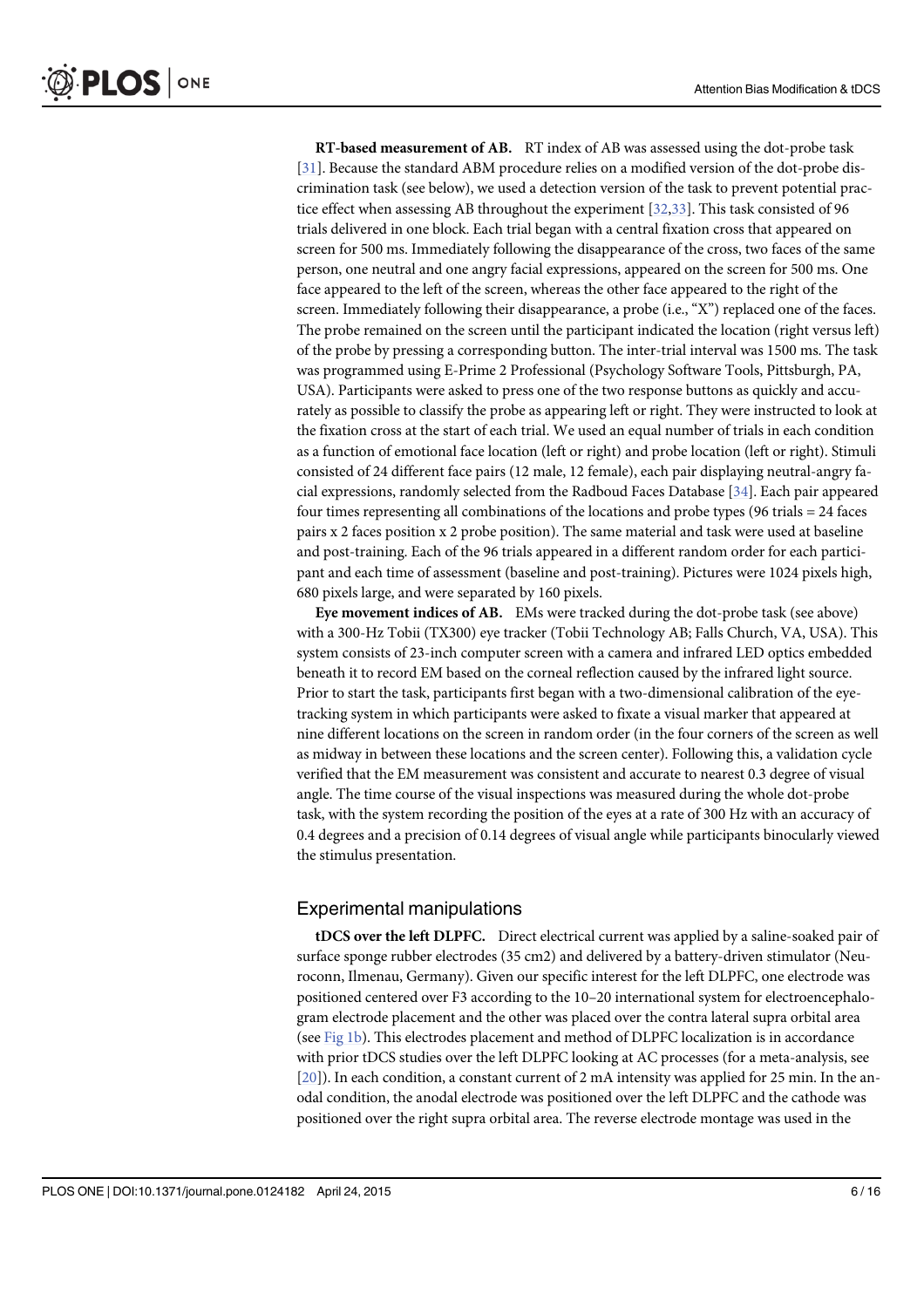**RT-based measurement of AB.** RT index of AB was assessed using the dot-probe task [31]. Because the standard ABM procedure relies on a modified version of the dot-probe discrimination task (see below), we used a detection version of the task to prevent potential practice effect when assessing AB throughout the experiment [32,33]. This task consisted of 96 trials delivered in one block. Each trial began with a central fixation cross that appeared on screen for 500 ms. Immediately following the disappearance of the cross, two faces of the same person, one neutral and one angry facial expressions, appeared on the screen for 500 ms. One face appeared to the left of the screen, whereas the other face appeared to the right of the screen. Immediately following their disappearance, a probe (i.e., "X") replaced one of the faces. The probe remained on the screen until the participant indicated the location (right versus left) of the probe by pressing a corresponding button. The inter-trial interval was 1500 ms. The task was programmed using E-Prime 2 Professional (Psychology Software Tools, Pittsburgh, PA, USA). Participants were asked to press one of the two response buttons as quickly and accurately as possible to classify the probe as appearing left or right. They were instructed to look at the fixation cross at the start of each trial. We used an equal number of trials in each condition as a function of emotional face location (left or right) and probe location (left or right). Stimuli consisted of 24 different face pairs (12 male, 12 female), each pair displaying neutral-angry facial expressions, randomly selected from the Radboud Faces Database [34]. Each pair appeared four times representing all combinations of the locations and probe types (96 trials = 24 faces pairs x 2 faces position x 2 probe position). The same material and task were used at baseline and post-training. Each of the 96 trials appeared in a different random order for each participant and each time of assessment (baseline and post-training). Pictures were 1024 pixels high, 680 pixels large, and were separated by 160 pixels.

**Eye movement indices of AB.** EMs were tracked during the dot-probe task (see above) with a 300-Hz Tobii (TX300) eye tracker (Tobii Technology AB; Falls Church, VA, USA). This system consists of 23-inch computer screen with a camera and infrared LED optics embedded beneath it to record EM based on the corneal reflection caused by the infrared light source. Prior to start the task, participants first began with a two-dimensional calibration of the eye-tracking system in which participants were asked to fixate a visual marker that appeared at nine different locations on the screen in random order (in the four corners of the screen as well as midway in between these locations and the screen center). Following this, a validation cycle verified that the EM measurement was consistent and accurate to nearest 0.3 degree of visual angle. The time course of the visual inspections was measured during the whole dot-probe task, with the system recording the position of the eyes at a rate of 300 Hz with an accuracy of 0.4 degrees and a precision of 0.14 degrees of visual angle while participants binocularly viewed the stimulus presentation.

## Experimental manipulations

**tDCS over the left DLPFC.** Direct electrical current was applied by a saline-soaked pair of surface sponge rubber electrodes (35 cm2) and delivered by a battery-driven stimulator (Neuroconn, Ilmenau, Germany). Given our specific interest for the left DLPFC, one electrode was positioned centered over F3 according to the 10–20 international system for electroencephalogram electrode placement and the other was placed over the contra lateral supra orbital area (see Fig 1b). This electrodes placement and method of DLPFC localization is in accordance with prior tDCS studies over the left DLPFC looking at AC processes (for a meta-analysis, see [20]). In each condition, a constant current of 2 mA intensity was applied for 25 min. In the anodal condition, the anodal electrode was positioned over the left DLPFC and the cathode was positioned over the right supra orbital area. The reverse electrode montage was used in the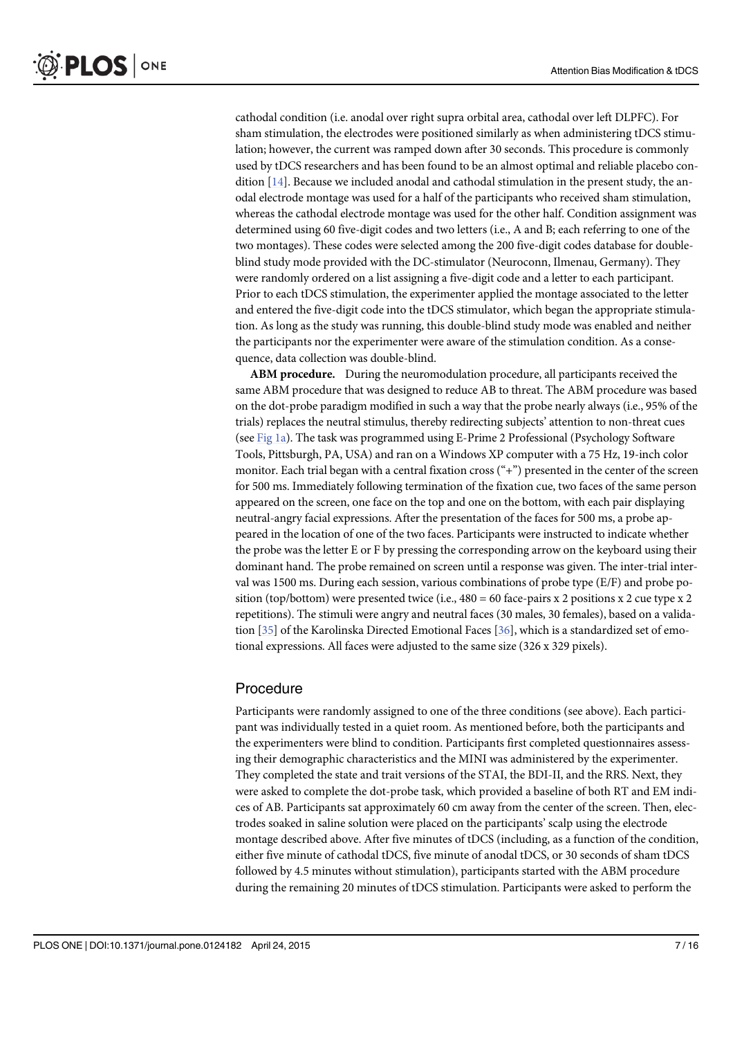cathodal condition (i.e. anodal over right supra orbital area, cathodal over left DLPFC). For sham stimulation, the electrodes were positioned similarly as when administering tDCS stimulation; however, the current was ramped down after 30 seconds. This procedure is commonly used by tDCS researchers and has been found to be an almost optimal and reliable placebo condition [14]. Because we included anodal and cathodal stimulation in the present study, the anodal electrode montage was used for a half of the participants who received sham stimulation, whereas the cathodal electrode montage was used for the other half. Condition assignment was determined using 60 five-digit codes and two letters (i.e., A and B; each referring to one of the two montages). These codes were selected among the 200 five-digit codes database for double-blind study mode provided with the DC-stimulator (Neuroconn, Ilmenau, Germany). They were randomly ordered on a list assigning a five-digit code and a letter to each participant. Prior to each tDCS stimulation, the experimenter applied the montage associated to the letter and entered the five-digit code into the tDCS stimulator, which began the appropriate stimulation. As long as the study was running, this double-blind study mode was enabled and neither the participants nor the experimenter were aware of the stimulation condition. As a consequence, data collection was double-blind.

**ABM procedure.** During the neuromodulation procedure, all participants received the same ABM procedure that was designed to reduce AB to threat. The ABM procedure was based on the dot-probe paradigm modified in such a way that the probe nearly always (i.e., 95% of the trials) replaces the neutral stimulus, thereby redirecting subjects' attention to non-threat cues (see Fig 1a). The task was programmed using E-Prime 2 Professional (Psychology Software Tools, Pittsburgh, PA, USA) and ran on a Windows XP computer with a 75 Hz, 19-inch color monitor. Each trial began with a central fixation cross ("+") presented in the center of the screen for 500 ms. Immediately following termination of the fixation cue, two faces of the same person appeared on the screen, one face on the top and one on the bottom, with each pair displaying neutral-angry facial expressions. After the presentation of the faces for 500 ms, a probe appeared in the location of one of the two faces. Participants were instructed to indicate whether the probe was the letter E or F by pressing the corresponding arrow on the keyboard using their dominant hand. The probe remained on screen until a response was given. The inter-trial interval was 1500 ms. During each session, various combinations of probe type (E/F) and probe position (top/bottom) were presented twice (i.e., 480 = 60 face-pairs x 2 positions x 2 cue type x 2 repetitions). The stimuli were angry and neutral faces (30 males, 30 females), based on a validation [35] of the Karolinska Directed Emotional Faces [36], which is a standardized set of emotional expressions. All faces were adjusted to the same size (326 x 329 pixels).

## Procedure

Participants were randomly assigned to one of the three conditions (see above). Each participant was individually tested in a quiet room. As mentioned before, both the participants and the experimenters were blind to condition. Participants first completed questionnaires assessing their demographic characteristics and the MINI was administered by the experimenter. They completed the state and trait versions of the STAI, the BDI-II, and the RRS. Next, they were asked to complete the dot-probe task, which provided a baseline of both RT and EM indices of AB. Participants sat approximately 60 cm away from the center of the screen. Then, electrodes soaked in saline solution were placed on the participants' scalp using the electrode montage described above. After five minutes of tDCS (including, as a function of the condition, either five minute of cathodal tDCS, five minute of anodal tDCS, or 30 seconds of sham tDCS followed by 4.5 minutes without stimulation), participants started with the ABM procedure during the remaining 20 minutes of tDCS stimulation. Participants were asked to perform the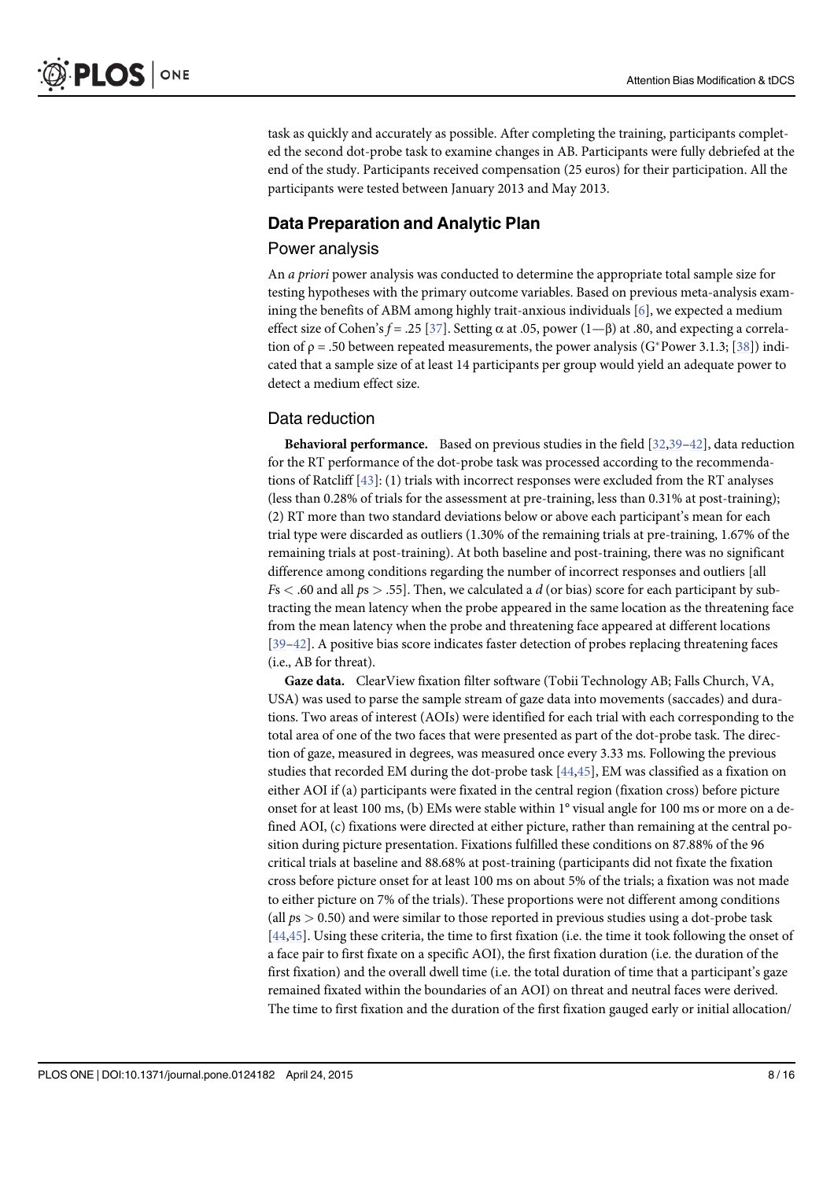task as quickly and accurately as possible. After completing the training, participants completed the second dot-probe task to examine changes in AB. Participants were fully debriefed at the end of the study. Participants received compensation (25 euros) for their participation. All the participants were tested between January 2013 and May 2013.

## Data Preparation and Analytic Plan

### Power analysis

An *a priori* power analysis was conducted to determine the appropriate total sample size for testing hypotheses with the primary outcome variables. Based on previous meta-analysis examining the benefits of ABM among highly trait-anxious individuals [6], we expected a medium effect size of Cohen's $f = .25$ [37]. Setting α at .05, power (1—β) at .80, and expecting a correlation of $\rho = .50$ between repeated measurements, the power analysis (G*Power 3.1.3; [38]) indicated that a sample size of at least 14 participants per group would yield an adequate power to detect a medium effect size.

### Data reduction

**Behavioral performance.** Based on previous studies in the field [32,39–42], data reduction for the RT performance of the dot-probe task was processed according to the recommendations of Ratcliff [43]: (1) trials with incorrect responses were excluded from the RT analyses (less than 0.28% of trials for the assessment at pre-training, less than 0.31% at post-training); (2) RT more than two standard deviations below or above each participant's mean for each trial type were discarded as outliers (1.30% of the remaining trials at pre-training, 1.67% of the remaining trials at post-training). At both baseline and post-training, there was no significant difference among conditions regarding the number of incorrect responses and outliers [all $F$s $< .60$ and all $p$s $> .55$]. Then, we calculated a $d$ (or bias) score for each participant by subtracting the mean latency when the probe appeared in the same location as the threatening face from the mean latency when the probe and threatening face appeared at different locations [39–42]. A positive bias score indicates faster detection of probes replacing threatening faces (i.e., AB for threat).

**Gaze data.** ClearView fixation filter software (Tobii Technology AB; Falls Church, VA, USA) was used to parse the sample stream of gaze data into movements (saccades) and durations. Two areas of interest (AOIs) were identified for each trial with each corresponding to the total area of one of the two faces that were presented as part of the dot-probe task. The direction of gaze, measured in degrees, was measured once every 3.33 ms. Following the previous studies that recorded EM during the dot-probe task [44,45], EM was classified as a fixation on either AOI if (a) participants were fixated in the central region (fixation cross) before picture onset for at least 100 ms, (b) EMs were stable within 1° visual angle for 100 ms or more on a defined AOI, (c) fixations were directed at either picture, rather than remaining at the central position during picture presentation. Fixations fulfilled these conditions on 87.88% of the 96 critical trials at baseline and 88.68% at post-training (participants did not fixate the fixation cross before picture onset for at least 100 ms on about 5% of the trials; a fixation was not made to either picture on 7% of the trials). These proportions were not different among conditions (all $p$s $> 0.50$) and were similar to those reported in previous studies using a dot-probe task [44,45]. Using these criteria, the time to first fixation (i.e. the time it took following the onset of a face pair to first fixate on a specific AOI), the first fixation duration (i.e. the duration of the first fixation) and the overall dwell time (i.e. the total duration of time that a participant's gaze remained fixated within the boundaries of an AOI) on threat and neutral faces were derived. The time to first fixation and the duration of the first fixation gauged early or initial allocation/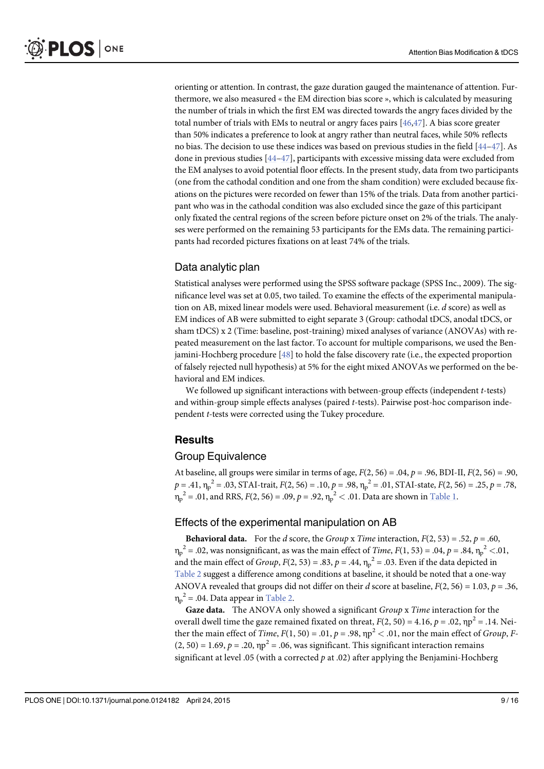orienting or attention. In contrast, the gaze duration gauged the maintenance of attention. Furthermore, we also measured « the EM direction bias score », which is calculated by measuring the number of trials in which the first EM was directed towards the angry faces divided by the total number of trials with EMs to neutral or angry faces pairs [46,47]. A bias score greater than 50% indicates a preference to look at angry rather than neutral faces, while 50% reflects no bias. The decision to use these indices was based on previous studies in the field [44–47]. As done in previous studies [44–47], participants with excessive missing data were excluded from the EM analyses to avoid potential floor effects. In the present study, data from two participants (one from the cathodal condition and one from the sham condition) were excluded because fixations on the pictures were recorded on fewer than 15% of the trials. Data from another participant who was in the cathodal condition was also excluded since the gaze of this participant only fixated the central regions of the screen before picture onset on 2% of the trials. The analyses were performed on the remaining 53 participants for the EMs data. The remaining participants had recorded pictures fixations on at least 74% of the trials.

### Data analytic plan

Statistical analyses were performed using the SPSS software package (SPSS Inc., 2009). The significance level was set at 0.05, two tailed. To examine the effects of the experimental manipulation on AB, mixed linear models were used. Behavioral measurement (i.e. *d* score) as well as EM indices of AB were submitted to eight separate 3 (Group: cathodal tDCS, anodal tDCS, or sham tDCS) x 2 (Time: baseline, post-training) mixed analyses of variance (ANOVAs) with repeated measurement on the last factor. To account for multiple comparisons, we used the Benjamini-Hochberg procedure [48] to hold the false discovery rate (i.e., the expected proportion of falsely rejected null hypothesis) at 5% for the eight mixed ANOVAs we performed on the behavioral and EM indices.

We followed up significant interactions with between-group effects (independent *t*-tests) and within-group simple effects analyses (paired *t*-tests). Pairwise post-hoc comparison independent *t*-tests were corrected using the Tukey procedure.

## Results

### Group Equivalence

At baseline, all groups were similar in terms of age, $F(2, 56) = .04$, $p = .96$, BDI-II, $F(2, 56) = .90$, $p = .41$, $\eta_p^2 = .03$, STAI-trait, $F(2, 56) = .10$, $p = .98$, $\eta_p^2 = .01$, STAI-state, $F(2, 56) = .25$, $p = .78$, $\eta_p^2 = .01$, and RRS, $F(2, 56) = .09$, $p = .92$, $\eta_p^2 < .01$. Data are shown in Table 1.

### Effects of the experimental manipulation on AB

**Behavioral data.** For the *d* score, the *Group* x *Time* interaction, $F(2, 53) = .52$, $p = .60$, $\eta_p^2 = .02$, was nonsignificant, as was the main effect of *Time*, $F(1, 53) = .04$, $p = .84$, $\eta_p^2 < .01$, and the main effect of *Group*, $F(2, 53) = .83$, $p = .44$, $\eta_p^2 = .03$. Even if the data depicted in Table 2 suggest a difference among conditions at baseline, it should be noted that a one-way ANOVA revealed that groups did not differ on their *d* score at baseline, $F(2, 56) = 1.03$, $p = .36$, $\eta_p^2 = .04$. Data appear in Table 2.

**Gaze data.** The ANOVA only showed a significant *Group* x *Time* interaction for the overall dwell time the gaze remained fixated on threat, $F(2, 50) = 4.16$, $p = .02$, $\eta p^2 = .14$. Neither the main effect of *Time*, $F(1, 50) = .01$, $p = .98$, $\eta p^2 < .01$, nor the main effect of *Group*, $F(2, 50) = 1.69$, $p = .20$, $\eta p^2 = .06$, was significant. This significant interaction remains significant at level .05 (with a corrected *p* at .02) after applying the Benjamini-Hochberg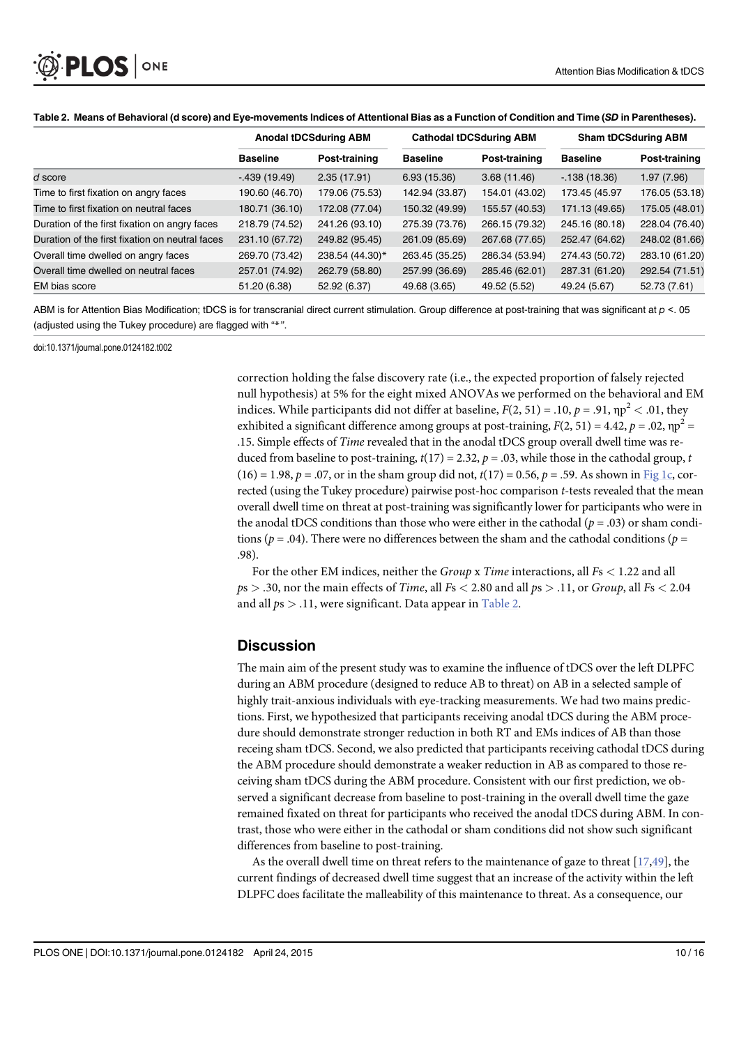**Table 2. Means of Behavioral (d score) and Eye-movements Indices of Attentional Bias as a Function of Condition and Time (*SD* in Parentheses).**

| | Anodal tDCSduring ABM | | Cathodal tDCSduring ABM | | Sham tDCSduring ABM | |
|---|---|---|---|---|---|---|
| | **Baseline** | **Post-training** | **Baseline** | **Post-training** | **Baseline** | **Post-training** |
| *d* score | -.439 (19.49) | 2.35 (17.91) | 6.93 (15.36) | 3.68 (11.46) | -.138 (18.36) | 1.97 (7.96) |
| Time to first fixation on angry faces | 190.60 (46.70) | 179.06 (75.53) | 142.94 (33.87) | 154.01 (43.02) | 173.45 (45.97 | 176.05 (53.18) |
| Time to first fixation on neutral faces | 180.71 (36.10) | 172.08 (77.04) | 150.32 (49.99) | 155.57 (40.53) | 171.13 (49.65) | 175.05 (48.01) |
| Duration of the first fixation on angry faces | 218.79 (74.52) | 241.26 (93.10) | 275.39 (73.76) | 266.15 (79.32) | 245.16 (80.18) | 228.04 (76.40) |
| Duration of the first fixation on neutral faces | 231.10 (67.72) | 249.82 (95.45) | 261.09 (85.69) | 267.68 (77.65) | 252.47 (64.62) | 248.02 (81.66) |
| Overall time dwelled on angry faces | 269.70 (73.42) | 238.54 (44.30)* | 263.45 (35.25) | 286.34 (53.94) | 274.43 (50.72) | 283.10 (61.20) |
| Overall time dwelled on neutral faces | 257.01 (74.92) | 262.79 (58.80) | 257.99 (36.69) | 285.46 (62.01) | 287.31 (61.20) | 292.54 (71.51) |
| EM bias score | 51.20 (6.38) | 52.92 (6.37) | 49.68 (3.65) | 49.52 (5.52) | 49.24 (5.67) | 52.73 (7.61) |

ABM is for Attention Bias Modification; tDCS is for transcranial direct current stimulation. Group difference at post-training that was significant at $p$ <. 05 (adjusted using the Tukey procedure) are flagged with "*".

doi:10.1371/journal.pone.0124182.t002

correction holding the false discovery rate (i.e., the expected proportion of falsely rejected null hypothesis) at 5% for the eight mixed ANOVAs we performed on the behavioral and EM indices. While participants did not differ at baseline, $F(2, 51) = .10$, $p = .91$, $\eta p^2 < .01$, they exhibited a significant difference among groups at post-training, $F(2, 51) = 4.42$, $p = .02$, $\eta p^2 = .15$. Simple effects of *Time* revealed that in the anodal tDCS group overall dwell time was reduced from baseline to post-training, $t(17) = 2.32$, $p = .03$, while those in the cathodal group, $t(16) = 1.98$, $p = .07$, or in the sham group did not, $t(17) = 0.56$, $p = .59$. As shown in Fig 1c, corrected (using the Tukey procedure) pairwise post-hoc comparison $t$-tests revealed that the mean overall dwell time on threat at post-training was significantly lower for participants who were in the anodal tDCS conditions than those who were either in the cathodal ($p = .03$) or sham conditions ($p = .04$). There were no differences between the sham and the cathodal conditions ($p = .98$).

For the other EM indices, neither the *Group* x *Time* interactions, all $F$s $< 1.22$ and all $p$s $> .30$, nor the main effects of *Time*, all $F$s $< 2.80$ and all $p$s $> .11$, or *Group*, all $F$s $< 2.04$ and all $p$s $> .11$, were significant. Data appear in Table 2.

## Discussion

The main aim of the present study was to examine the influence of tDCS over the left DLPFC during an ABM procedure (designed to reduce AB to threat) on AB in a selected sample of highly trait-anxious individuals with eye-tracking measurements. We had two mains predictions. First, we hypothesized that participants receiving anodal tDCS during the ABM procedure should demonstrate stronger reduction in both RT and EMs indices of AB than those receing sham tDCS. Second, we also predicted that participants receiving cathodal tDCS during the ABM procedure should demonstrate a weaker reduction in AB as compared to those receiving sham tDCS during the ABM procedure. Consistent with our first prediction, we observed a significant decrease from baseline to post-training in the overall dwell time the gaze remained fixated on threat for participants who received the anodal tDCS during ABM. In contrast, those who were either in the cathodal or sham conditions did not show such significant differences from baseline to post-training.

As the overall dwell time on threat refers to the maintenance of gaze to threat [17,49], the current findings of decreased dwell time suggest that an increase of the activity within the left DLPFC does facilitate the malleability of this maintenance to threat. As a consequence, our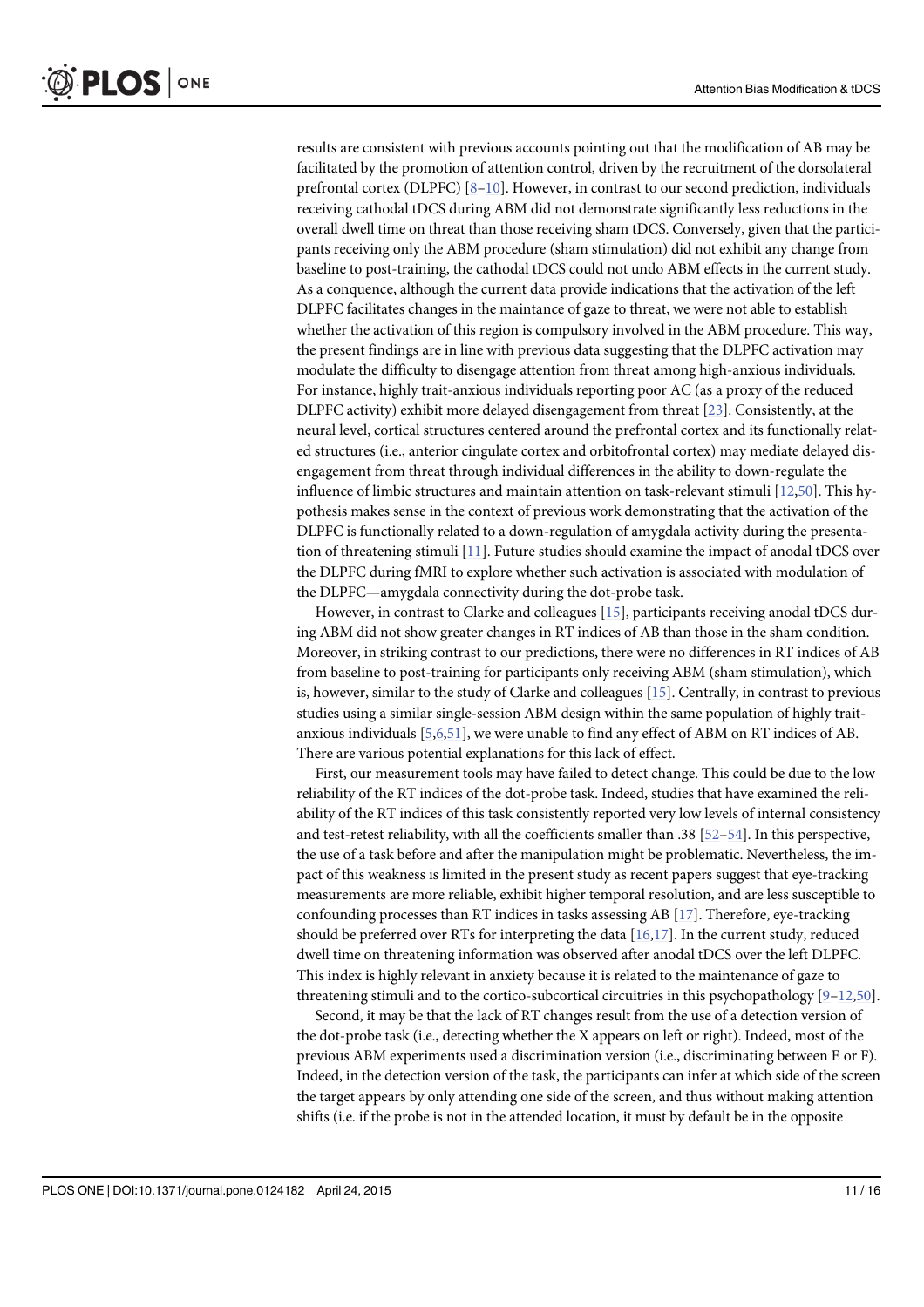results are consistent with previous accounts pointing out that the modification of AB may be facilitated by the promotion of attention control, driven by the recruitment of the dorsolateral prefrontal cortex (DLPFC) [8–10]. However, in contrast to our second prediction, individuals receiving cathodal tDCS during ABM did not demonstrate significantly less reductions in the overall dwell time on threat than those receiving sham tDCS. Conversely, given that the participants receiving only the ABM procedure (sham stimulation) did not exhibit any change from baseline to post-training, the cathodal tDCS could not undo ABM effects in the current study. As a conquence, although the current data provide indications that the activation of the left DLPFC facilitates changes in the maintance of gaze to threat, we were not able to establish whether the activation of this region is compulsory involved in the ABM procedure. This way, the present findings are in line with previous data suggesting that the DLPFC activation may modulate the difficulty to disengage attention from threat among high-anxious individuals. For instance, highly trait-anxious individuals reporting poor AC (as a proxy of the reduced DLPFC activity) exhibit more delayed disengagement from threat [23]. Consistently, at the neural level, cortical structures centered around the prefrontal cortex and its functionally related structures (i.e., anterior cingulate cortex and orbitofrontal cortex) may mediate delayed disengagement from threat through individual differences in the ability to down-regulate the influence of limbic structures and maintain attention on task-relevant stimuli [12,50]. This hypothesis makes sense in the context of previous work demonstrating that the activation of the DLPFC is functionally related to a down-regulation of amygdala activity during the presentation of threatening stimuli [11]. Future studies should examine the impact of anodal tDCS over the DLPFC during fMRI to explore whether such activation is associated with modulation of the DLPFC—amygdala connectivity during the dot-probe task.

However, in contrast to Clarke and colleagues [15], participants receiving anodal tDCS during ABM did not show greater changes in RT indices of AB than those in the sham condition. Moreover, in striking contrast to our predictions, there were no differences in RT indices of AB from baseline to post-training for participants only receiving ABM (sham stimulation), which is, however, similar to the study of Clarke and colleagues [15]. Centrally, in contrast to previous studies using a similar single-session ABM design within the same population of highly trait-anxious individuals [5,6,51], we were unable to find any effect of ABM on RT indices of AB. There are various potential explanations for this lack of effect.

First, our measurement tools may have failed to detect change. This could be due to the low reliability of the RT indices of the dot-probe task. Indeed, studies that have examined the reliability of the RT indices of this task consistently reported very low levels of internal consistency and test-retest reliability, with all the coefficients smaller than .38 [52–54]. In this perspective, the use of a task before and after the manipulation might be problematic. Nevertheless, the impact of this weakness is limited in the present study as recent papers suggest that eye-tracking measurements are more reliable, exhibit higher temporal resolution, and are less susceptible to confounding processes than RT indices in tasks assessing AB [17]. Therefore, eye-tracking should be preferred over RTs for interpreting the data [16,17]. In the current study, reduced dwell time on threatening information was observed after anodal tDCS over the left DLPFC. This index is highly relevant in anxiety because it is related to the maintenance of gaze to threatening stimuli and to the cortico-subcortical circuitries in this psychopathology [9–12,50].

Second, it may be that the lack of RT changes result from the use of a detection version of the dot-probe task (i.e., detecting whether the X appears on left or right). Indeed, most of the previous ABM experiments used a discrimination version (i.e., discriminating between E or F). Indeed, in the detection version of the task, the participants can infer at which side of the screen the target appears by only attending one side of the screen, and thus without making attention shifts (i.e. if the probe is not in the attended location, it must by default be in the opposite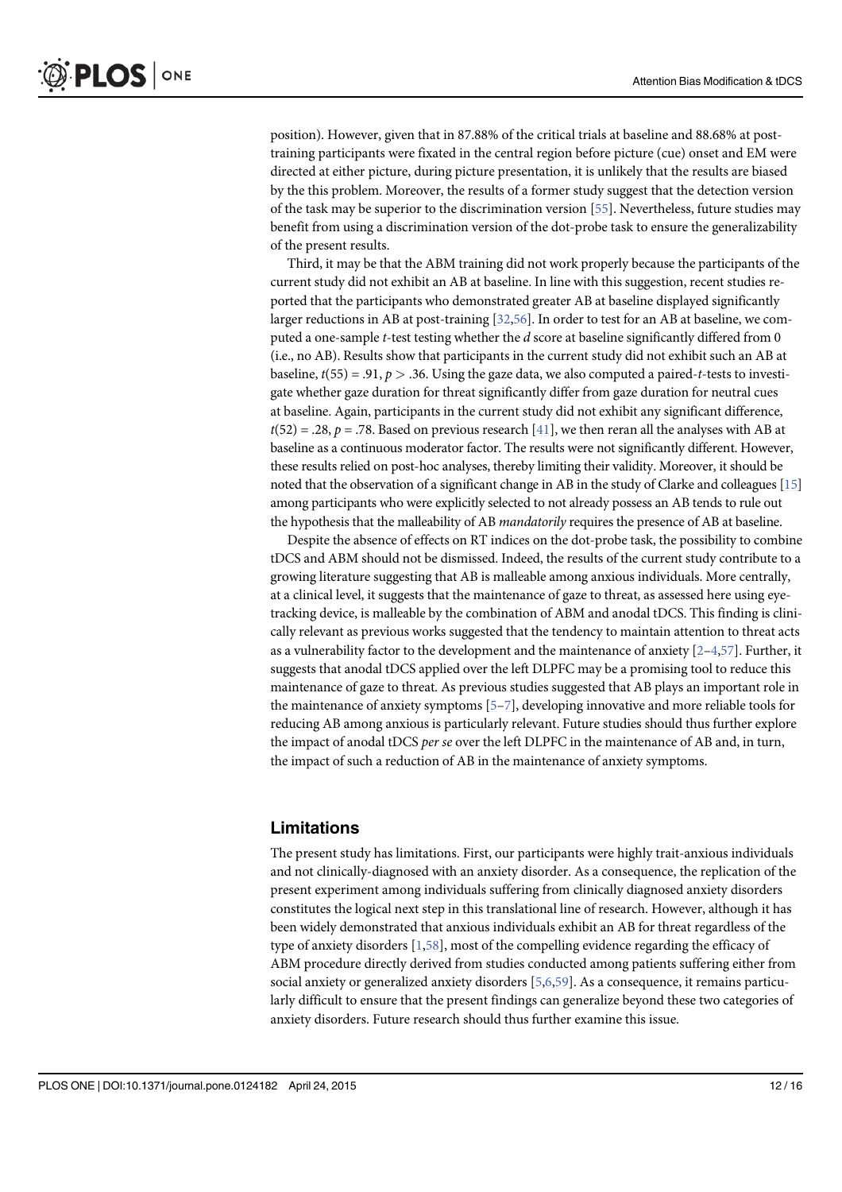position). However, given that in 87.88% of the critical trials at baseline and 88.68% at post-training participants were fixated in the central region before picture (cue) onset and EM were directed at either picture, during picture presentation, it is unlikely that the results are biased by the this problem. Moreover, the results of a former study suggest that the detection version of the task may be superior to the discrimination version [55]. Nevertheless, future studies may benefit from using a discrimination version of the dot-probe task to ensure the generalizability of the present results.

Third, it may be that the ABM training did not work properly because the participants of the current study did not exhibit an AB at baseline. In line with this suggestion, recent studies reported that the participants who demonstrated greater AB at baseline displayed significantly larger reductions in AB at post-training [32,56]. In order to test for an AB at baseline, we computed a one-sample *t*-test testing whether the *d* score at baseline significantly differed from 0 (i.e., no AB). Results show that participants in the current study did not exhibit such an AB at baseline, $t(55) = .91$, $p > .36$. Using the gaze data, we also computed a paired-*t*-tests to investigate whether gaze duration for threat significantly differ from gaze duration for neutral cues at baseline. Again, participants in the current study did not exhibit any significant difference, $t(52) = .28$, $p = .78$. Based on previous research [41], we then reran all the analyses with AB at baseline as a continuous moderator factor. The results were not significantly different. However, these results relied on post-hoc analyses, thereby limiting their validity. Moreover, it should be noted that the observation of a significant change in AB in the study of Clarke and colleagues [15] among participants who were explicitly selected to not already possess an AB tends to rule out the hypothesis that the malleability of AB *mandatorily* requires the presence of AB at baseline.

Despite the absence of effects on RT indices on the dot-probe task, the possibility to combine tDCS and ABM should not be dismissed. Indeed, the results of the current study contribute to a growing literature suggesting that AB is malleable among anxious individuals. More centrally, at a clinical level, it suggests that the maintenance of gaze to threat, as assessed here using eye-tracking device, is malleable by the combination of ABM and anodal tDCS. This finding is clinically relevant as previous works suggested that the tendency to maintain attention to threat acts as a vulnerability factor to the development and the maintenance of anxiety [2–4,57]. Further, it suggests that anodal tDCS applied over the left DLPFC may be a promising tool to reduce this maintenance of gaze to threat. As previous studies suggested that AB plays an important role in the maintenance of anxiety symptoms [5–7], developing innovative and more reliable tools for reducing AB among anxious is particularly relevant. Future studies should thus further explore the impact of anodal tDCS *per se* over the left DLPFC in the maintenance of AB and, in turn, the impact of such a reduction of AB in the maintenance of anxiety symptoms.

## Limitations

The present study has limitations. First, our participants were highly trait-anxious individuals and not clinically-diagnosed with an anxiety disorder. As a consequence, the replication of the present experiment among individuals suffering from clinically diagnosed anxiety disorders constitutes the logical next step in this translational line of research. However, although it has been widely demonstrated that anxious individuals exhibit an AB for threat regardless of the type of anxiety disorders [1,58], most of the compelling evidence regarding the efficacy of ABM procedure directly derived from studies conducted among patients suffering either from social anxiety or generalized anxiety disorders [5,6,59]. As a consequence, it remains particularly difficult to ensure that the present findings can generalize beyond these two categories of anxiety disorders. Future research should thus further examine this issue.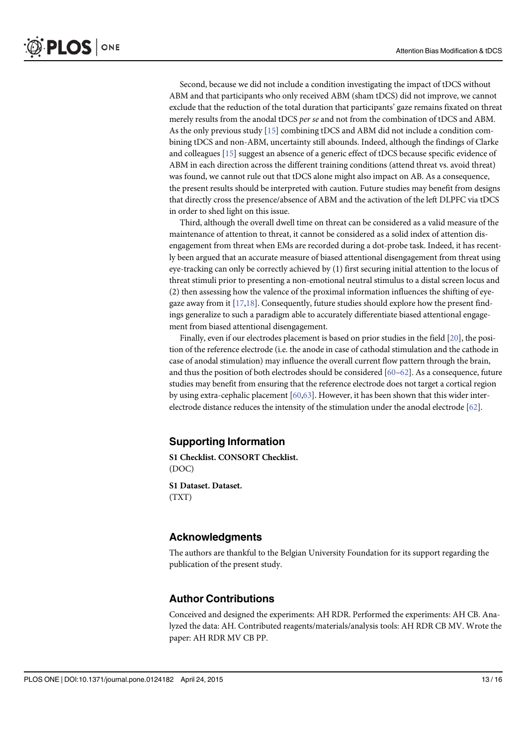Second, because we did not include a condition investigating the impact of tDCS without ABM and that participants who only received ABM (sham tDCS) did not improve, we cannot exclude that the reduction of the total duration that participants' gaze remains fixated on threat merely results from the anodal tDCS *per se* and not from the combination of tDCS and ABM. As the only previous study [15] combining tDCS and ABM did not include a condition combining tDCS and non-ABM, uncertainty still abounds. Indeed, although the findings of Clarke and colleagues [15] suggest an absence of a generic effect of tDCS because specific evidence of ABM in each direction across the different training conditions (attend threat vs. avoid threat) was found, we cannot rule out that tDCS alone might also impact on AB. As a consequence, the present results should be interpreted with caution. Future studies may benefit from designs that directly cross the presence/absence of ABM and the activation of the left DLPFC via tDCS in order to shed light on this issue.

Third, although the overall dwell time on threat can be considered as a valid measure of the maintenance of attention to threat, it cannot be considered as a solid index of attention disengagement from threat when EMs are recorded during a dot-probe task. Indeed, it has recently been argued that an accurate measure of biased attentional disengagement from threat using eye-tracking can only be correctly achieved by (1) first securing initial attention to the locus of threat stimuli prior to presenting a non-emotional neutral stimulus to a distal screen locus and (2) then assessing how the valence of the proximal information influences the shifting of eye-gaze away from it [17,18]. Consequently, future studies should explore how the present findings generalize to such a paradigm able to accurately differentiate biased attentional engagement from biased attentional disengagement.

Finally, even if our electrodes placement is based on prior studies in the field [20], the position of the reference electrode (i.e. the anode in case of cathodal stimulation and the cathode in case of anodal stimulation) may influence the overall current flow pattern through the brain, and thus the position of both electrodes should be considered [60–62]. As a consequence, future studies may benefit from ensuring that the reference electrode does not target a cortical region by using extra-cephalic placement [60,63]. However, it has been shown that this wider inter-electrode distance reduces the intensity of the stimulation under the anodal electrode [62].

## Supporting Information

**S1 Checklist. CONSORT Checklist.**
(DOC)

**S1 Dataset. Dataset.**
(TXT)

## Acknowledgments

The authors are thankful to the Belgian University Foundation for its support regarding the publication of the present study.

## Author Contributions

Conceived and designed the experiments: AH RDR. Performed the experiments: AH CB. Analyzed the data: AH. Contributed reagents/materials/analysis tools: AH RDR CB MV. Wrote the paper: AH RDR MV CB PP.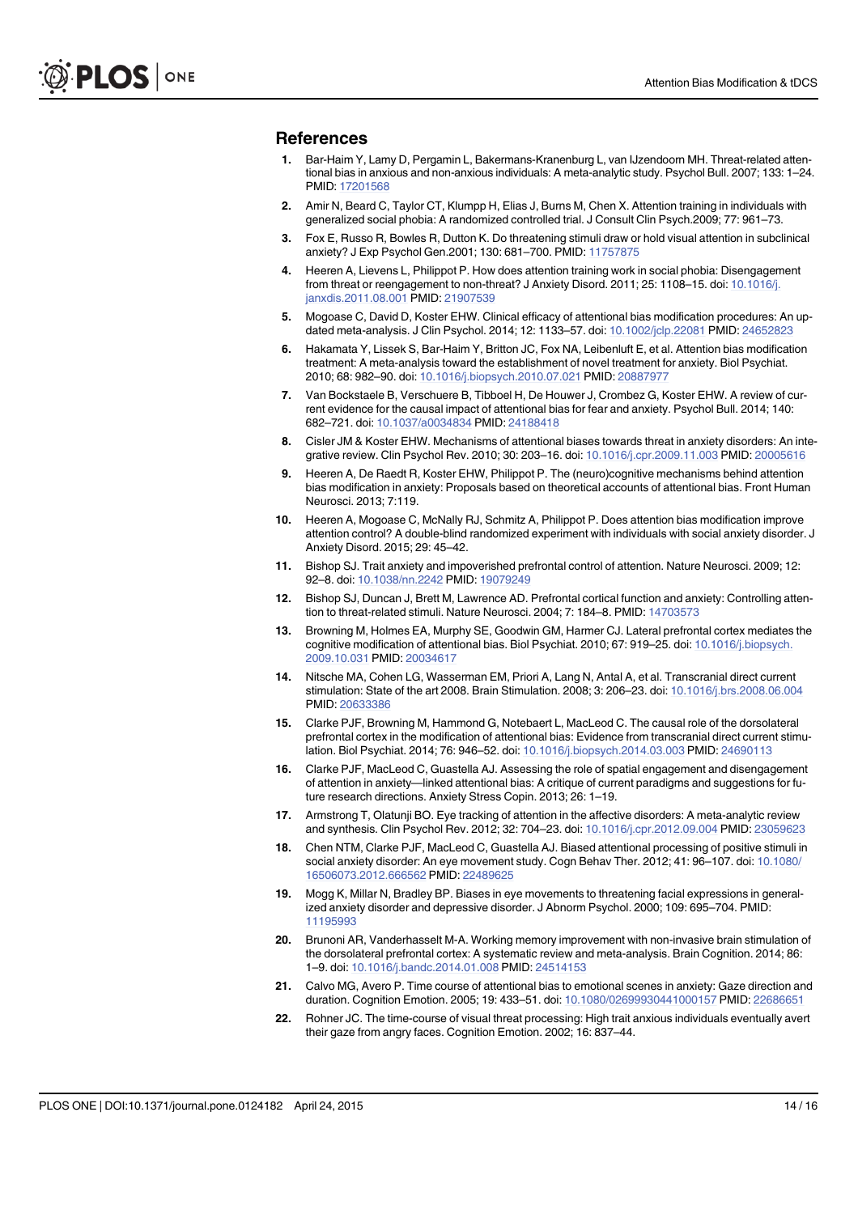## References

1. Bar-Haim Y, Lamy D, Pergamin L, Bakermans-Kranenburg L, van IJzendoorn MH. Threat-related attentional bias in anxious and non-anxious individuals: A meta-analytic study. Psychol Bull. 2007; 133: 1–24. PMID: 17201568
2. Amir N, Beard C, Taylor CT, Klumpp H, Elias J, Burns M, Chen X. Attention training in individuals with generalized social phobia: A randomized controlled trial. J Consult Clin Psych.2009; 77: 961–73.
3. Fox E, Russo R, Bowles R, Dutton K. Do threatening stimuli draw or hold visual attention in subclinical anxiety? J Exp Psychol Gen.2001; 130: 681–700. PMID: 11757875
4. Heeren A, Lievens L, Philippot P. How does attention training work in social phobia: Disengagement from threat or reengagement to non-threat? J Anxiety Disord. 2011; 25: 1108–15. doi: 10.1016/j.janxdis.2011.08.001 PMID: 21907539
5. Mogoase C, David D, Koster EHW. Clinical efficacy of attentional bias modification procedures: An updated meta-analysis. J Clin Psychol. 2014; 12: 1133–57. doi: 10.1002/jclp.22081 PMID: 24652823
6. Hakamata Y, Lissek S, Bar-Haim Y, Britton JC, Fox NA, Leibenluft E, et al. Attention bias modification treatment: A meta-analysis toward the establishment of novel treatment for anxiety. Biol Psychiat. 2010; 68: 982–90. doi: 10.1016/j.biopsych.2010.07.021 PMID: 20887977
7. Van Bockstaele B, Verschuere B, Tibboel H, De Houwer J, Crombez G, Koster EHW. A review of current evidence for the causal impact of attentional bias for fear and anxiety. Psychol Bull. 2014; 140: 682–721. doi: 10.1037/a0034834 PMID: 24188418
8. Cisler JM & Koster EHW. Mechanisms of attentional biases towards threat in anxiety disorders: An integrative review. Clin Psychol Rev. 2010; 30: 203–16. doi: 10.1016/j.cpr.2009.11.003 PMID: 20005616
9. Heeren A, De Raedt R, Koster EHW, Philippot P. The (neuro)cognitive mechanisms behind attention bias modification in anxiety: Proposals based on theoretical accounts of attentional bias. Front Human Neurosci. 2013; 7:119.
10. Heeren A, Mogoase C, McNally RJ, Schmitz A, Philippot P. Does attention bias modification improve attention control? A double-blind randomized experiment with individuals with social anxiety disorder. J Anxiety Disord. 2015; 29: 45–42.
11. Bishop SJ. Trait anxiety and impoverished prefrontal control of attention. Nature Neurosci. 2009; 12: 92–8. doi: 10.1038/nn.2242 PMID: 19079249
12. Bishop SJ, Duncan J, Brett M, Lawrence AD. Prefrontal cortical function and anxiety: Controlling attention to threat-related stimuli. Nature Neurosci. 2004; 7: 184–8. PMID: 14703573
13. Browning M, Holmes EA, Murphy SE, Goodwin GM, Harmer CJ. Lateral prefrontal cortex mediates the cognitive modification of attentional bias. Biol Psychiat. 2010; 67: 919–25. doi: 10.1016/j.biopsych.2009.10.031 PMID: 20034617
14. Nitsche MA, Cohen LG, Wasserman EM, Priori A, Lang N, Antal A, et al. Transcranial direct current stimulation: State of the art 2008. Brain Stimulation. 2008; 3: 206–23. doi: 10.1016/j.brs.2008.06.004 PMID: 20633386
15. Clarke PJF, Browning M, Hammond G, Notebaert L, MacLeod C. The causal role of the dorsolateral prefrontal cortex in the modification of attentional bias: Evidence from transcranial direct current stimulation. Biol Psychiat. 2014; 76: 946–52. doi: 10.1016/j.biopsych.2014.03.003 PMID: 24690113
16. Clarke PJF, MacLeod C, Guastella AJ. Assessing the role of spatial engagement and disengagement of attention in anxiety—linked attentional bias: A critique of current paradigms and suggestions for future research directions. Anxiety Stress Copin. 2013; 26: 1–19.
17. Armstrong T, Olatunji BO. Eye tracking of attention in the affective disorders: A meta-analytic review and synthesis. Clin Psychol Rev. 2012; 32: 704–23. doi: 10.1016/j.cpr.2012.09.004 PMID: 23059623
18. Chen NTM, Clarke PJF, MacLeod C, Guastella AJ. Biased attentional processing of positive stimuli in social anxiety disorder: An eye movement study. Cogn Behav Ther. 2012; 41: 96–107. doi: 10.1080/16506073.2012.666562 PMID: 22489625
19. Mogg K, Millar N, Bradley BP. Biases in eye movements to threatening facial expressions in generalized anxiety disorder and depressive disorder. J Abnorm Psychol. 2000; 109: 695–704. PMID: 11195993
20. Brunoni AR, Vanderhasselt M-A. Working memory improvement with non-invasive brain stimulation of the dorsolateral prefrontal cortex: A systematic review and meta-analysis. Brain Cognition. 2014; 86: 1–9. doi: 10.1016/j.bandc.2014.01.008 PMID: 24514153
21. Calvo MG, Avero P. Time course of attentional bias to emotional scenes in anxiety: Gaze direction and duration. Cognition Emotion. 2005; 19: 433–51. doi: 10.1080/02699930441000157 PMID: 22686651
22. Rohner JC. The time-course of visual threat processing: High trait anxious individuals eventually avert their gaze from angry faces. Cognition Emotion. 2002; 16: 837–44.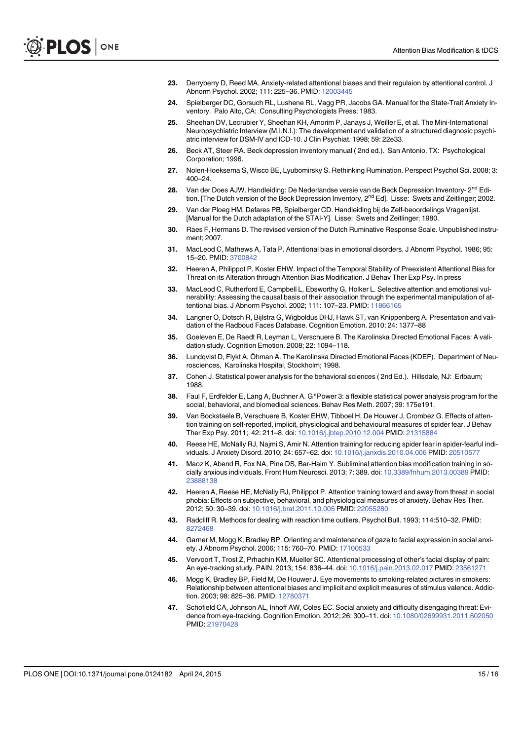23. Derryberry D, Reed MA. Anxiety-related attentional biases and their regulaion by attentional control. J Abnorm Psychol. 2002; 111: 225–36. PMID: 12003445

24. Spielberger DC, Gorsuch RL, Lushene RL, Vagg PR, Jacobs GA. Manual for the State-Trait Anxiety Inventory. Palo Alto, CA: Consulting Psychologists Press; 1983.

25. Sheehan DV, Lecrubier Y, Sheehan KH, Amorim P, Janays J, Weiller E, et al. The Mini-International Neuropsychiatric Interview (M.I.N.I.): The development and validation of a structured diagnosic psychiatric interview for DSM-IV and ICD-10. J Clin Psychiat. 1998; 59: 22e33.

26. Beck AT, Steer RA. Beck depression inventory manual ( 2nd ed.). San Antonio, TX: Psychological Corporation; 1996.

27. Nolen-Hoeksema S, Wisco BE, Lyubomirsky S. Rethinking Rumination. Perspect Psychol Sci. 2008; 3: 400–24.

28. Van der Does AJW. Handleiding: De Nederlandse versie van de Beck Depression Inventory- 2nd Edition. [The Dutch version of the Beck Depression Inventory, 2nd Ed]. Lisse: Swets and Zeitlinger; 2002.

29. Van der Ploeg HM, Defares PB, Spielberger CD. Handleiding bij de Zelf-beoordelings Vragenlijst. [Manual for the Dutch adaptation of the STAI-Y]. Lisse: Swets and Zeitlinger; 1980.

30. Raes F, Hermans D. The revised version of the Dutch Ruminative Response Scale. Unpublished instrument; 2007.

31. MacLeod C, Mathews A, Tata P. Attentional bias in emotional disorders. J Abnorm Psychol. 1986; 95: 15–20. PMID: 3700842

32. Heeren A, Philippot P, Koster EHW. Impact of the Temporal Stability of Preexistent Attentional Bias for Threat on its Alteration through Attention Bias Modification. J Behav Ther Exp Psy. In press

33. MacLeod C, Rutherford E, Campbell L, Ebsworthy G, Holker L. Selective attention and emotional vulnerability: Assessing the causal basis of their association through the experimental manipulation of attentional bias. J Abnorm Psychol. 2002; 111: 107–23. PMID: 11866165

34. Langner O, Dotsch R, Bijlstra G, Wigboldus DHJ, Hawk ST, van Knippenberg A. Presentation and validation of the Radboud Faces Database. Cognition Emotion. 2010; 24: 1377–88

35. Goeleven E, De Raedt R, Leyman L, Verschuere B. The Karolinska Directed Emotional Faces: A validation study. Cognition Emotion. 2008; 22: 1094–118.

36. Lundqvist D, Flykt A, Öhman A. The Karolinska Directed Emotional Faces (KDEF). Department of Neurosciences, Karolinska Hospital, Stockholm; 1998.

37. Cohen J. Statistical power analysis for the behavioral sciences ( 2nd Ed.). Hillsdale, NJ: Erlbaum; 1988.

38. Faul F, Erdfelder E, Lang A, Buchner A. G*Power 3: a flexible statistical power analysis program for the social, behavioral, and biomedical sciences. Behav Res Meth. 2007; 39: 175e191.

39. Van Bockstaele B, Verschuere B, Koster EHW, Tibboel H, De Houwer J, Crombez G. Effects of attention training on self-reported, implicit, physiological and behavioural measures of spider fear. J Behav Ther Exp Psy. 2011; 42: 211–8. doi: 10.1016/j.jbtep.2010.12.004 PMID: 21315884

40. Reese HE, McNally RJ, Najmi S, Amir N. Attention training for reducing spider fear in spider-fearful individuals. J Anxiety Disord. 2010; 24: 657–62. doi: 10.1016/j.janxdis.2010.04.006 PMID: 20510577

41. Maoz K, Abend R, Fox NA, Pine DS, Bar-Haim Y. Subliminal attention bias modification training in socially anxious individuals. Front Hum Neurosci. 2013; 7: 389. doi: 10.3389/fnhum.2013.00389 PMID: 23888138

42. Heeren A, Reese HE, McNally RJ, Philippot P. Attention training toward and away from threat in social phobia: Effects on subjective, behavioral, and physiological measures of anxiety. Behav Res Ther. 2012; 50: 30–39. doi: 10.1016/j.brat.2011.10.005 PMID: 22055280

43. Radcliff R. Methods for dealing with reaction time outliers. Psychol Bull. 1993; 114:510–32. PMID: 8272468

44. Garner M, Mogg K, Bradley BP. Orienting and maintenance of gaze to facial expression in social anxiety. J Abnorm Psychol. 2006; 115: 760–70. PMID: 17100533

45. Vervoort T, Trost Z, Prhachin KM, Mueller SC. Attentional processing of other's facial display of pain: An eye-tracking study. PAIN. 2013; 154: 836–44. doi: 10.1016/j.pain.2013.02.017 PMID: 23561271

46. Mogg K, Bradley BP, Field M, De Houwer J. Eye movements to smoking-related pictures in smokers: Relationship between attentional biases and implicit and explicit measures of stimulus valence. Addiction. 2003; 98: 825–36. PMID: 12780371

47. Schofield CA, Johnson AL, Inhoff AW, Coles EC. Social anxiety and difficulty disengaging threat: Evidence from eye-tracking. Cognition Emotion. 2012; 26: 300–11. doi: 10.1080/02699931.2011.602050 PMID: 21970428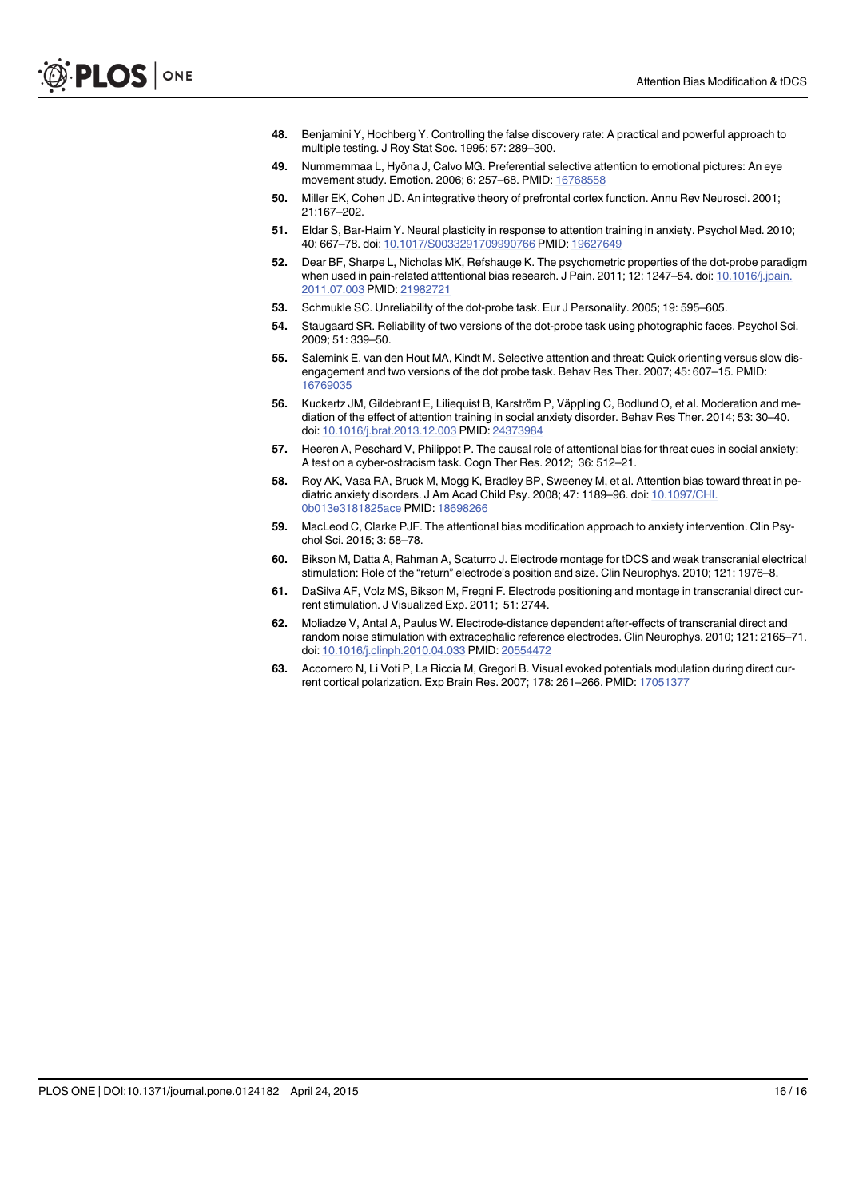48. Benjamini Y, Hochberg Y. Controlling the false discovery rate: A practical and powerful approach to multiple testing. J Roy Stat Soc. 1995; 57: 289–300.
49. Nummemmaa L, Hyöna J, Calvo MG. Preferential selective attention to emotional pictures: An eye movement study. Emotion. 2006; 6: 257–68. PMID: 16768558
50. Miller EK, Cohen JD. An integrative theory of prefrontal cortex function. Annu Rev Neurosci. 2001; 21:167–202.
51. Eldar S, Bar-Haim Y. Neural plasticity in response to attention training in anxiety. Psychol Med. 2010; 40: 667–78. doi: 10.1017/S0033291709990766 PMID: 19627649
52. Dear BF, Sharpe L, Nicholas MK, Refshauge K. The psychometric properties of the dot-probe paradigm when used in pain-related atttentional bias research. J Pain. 2011; 12: 1247–54. doi: 10.1016/j.jpain.2011.07.003 PMID: 21982721
53. Schmukle SC. Unreliability of the dot-probe task. Eur J Personality. 2005; 19: 595–605.
54. Staugaard SR. Reliability of two versions of the dot-probe task using photographic faces. Psychol Sci. 2009; 51: 339–50.
55. Salemink E, van den Hout MA, Kindt M. Selective attention and threat: Quick orienting versus slow disengagement and two versions of the dot probe task. Behav Res Ther. 2007; 45: 607–15. PMID: 16769035
56. Kuckertz JM, Gildebrant E, Liliequist B, Karström P, Väppling C, Bodlund O, et al. Moderation and mediation of the effect of attention training in social anxiety disorder. Behav Res Ther. 2014; 53: 30–40. doi: 10.1016/j.brat.2013.12.003 PMID: 24373984
57. Heeren A, Peschard V, Philippot P. The causal role of attentional bias for threat cues in social anxiety: A test on a cyber-ostracism task. Cogn Ther Res. 2012; 36: 512–21.
58. Roy AK, Vasa RA, Bruck M, Mogg K, Bradley BP, Sweeney M, et al. Attention bias toward threat in pediatric anxiety disorders. J Am Acad Child Psy. 2008; 47: 1189–96. doi: 10.1097/CHI.0b013e3181825ace PMID: 18698266
59. MacLeod C, Clarke PJF. The attentional bias modification approach to anxiety intervention. Clin Psychol Sci. 2015; 3: 58–78.
60. Bikson M, Datta A, Rahman A, Scaturro J. Electrode montage for tDCS and weak transcranial electrical stimulation: Role of the "return" electrode's position and size. Clin Neurophys. 2010; 121: 1976–8.
61. DaSilva AF, Volz MS, Bikson M, Fregni F. Electrode positioning and montage in transcranial direct current stimulation. J Visualized Exp. 2011; 51: 2744.
62. Moliadze V, Antal A, Paulus W. Electrode-distance dependent after-effects of transcranial direct and random noise stimulation with extracephalic reference electrodes. Clin Neurophys. 2010; 121: 2165–71. doi: 10.1016/j.clinph.2010.04.033 PMID: 20554472
63. Accornero N, Li Voti P, La Riccia M, Gregori B. Visual evoked potentials modulation during direct current cortical polarization. Exp Brain Res. 2007; 178: 261–266. PMID: 17051377